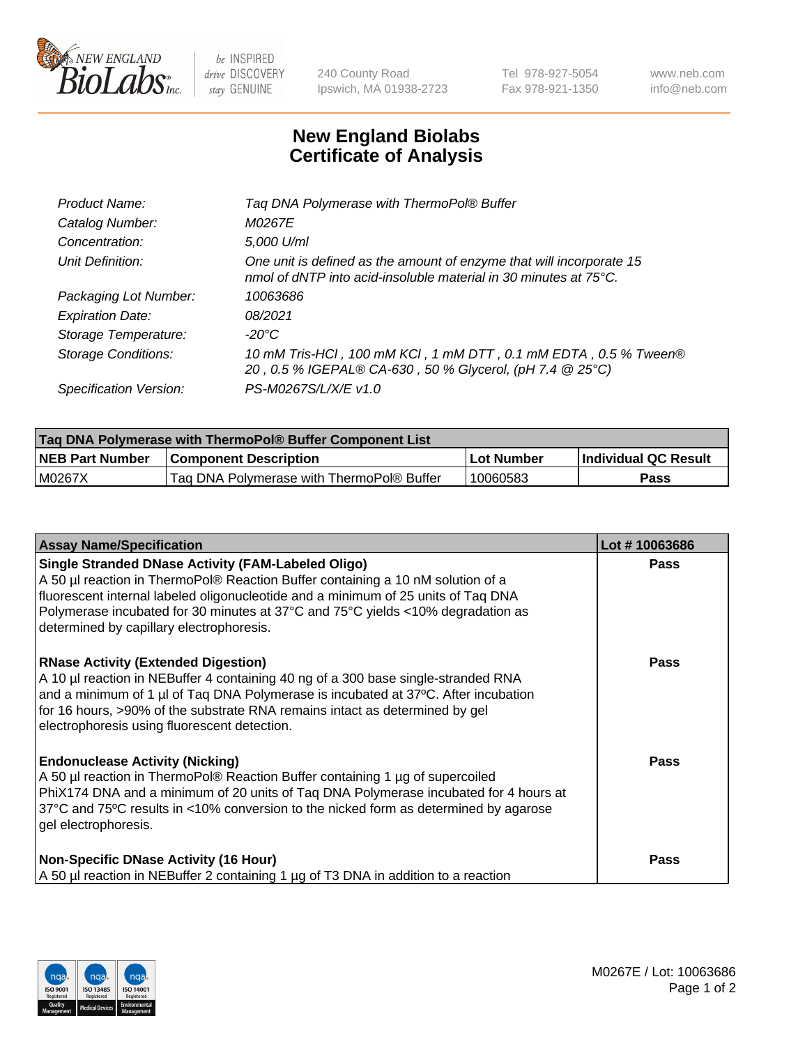# New England Biolabs Certificate of Analysis

| | |
|---|---|
| *Product Name:* | *Taq DNA Polymerase with ThermoPol® Buffer* |
| *Catalog Number:* | *M0267E* |
| *Concentration:* | *5,000 U/ml* |
| *Unit Definition:* | *One unit is defined as the amount of enzyme that will incorporate 15 nmol of dNTP into acid-insoluble material in 30 minutes at 75°C.* |
| *Packaging Lot Number:* | *10063686* |
| *Expiration Date:* | *08/2021* |
| *Storage Temperature:* | *-20°C* |
| *Storage Conditions:* | *10 mM Tris-HCl , 100 mM KCl , 1 mM DTT , 0.1 mM EDTA , 0.5 % Tween® 20 , 0.5 % IGEPAL® CA-630 , 50 % Glycerol, (pH 7.4 @ 25°C)* |
| *Specification Version:* | *PS-M0267S/L/X/E v1.0* |

| Taq DNA Polymerase with ThermoPol® Buffer Component List | | | |
|---|---|---|---|
| **NEB Part Number** | **Component Description** | **Lot Number** | **Individual QC Result** |
| M0267X | Taq DNA Polymerase with ThermoPol® Buffer | 10060583 | **Pass** |

| Assay Name/Specification | Lot # 10063686 |
|---|---|
| **Single Stranded DNase Activity (FAM-Labeled Oligo)**<br>A 50 µl reaction in ThermoPol® Reaction Buffer containing a 10 nM solution of a fluorescent internal labeled oligonucleotide and a minimum of 25 units of Taq DNA Polymerase incubated for 30 minutes at 37°C and 75°C yields <10% degradation as determined by capillary electrophoresis. | **Pass** |
| **RNase Activity (Extended Digestion)**<br>A 10 µl reaction in NEBuffer 4 containing 40 ng of a 300 base single-stranded RNA and a minimum of 1 µl of Taq DNA Polymerase is incubated at 37ºC. After incubation for 16 hours, >90% of the substrate RNA remains intact as determined by gel electrophoresis using fluorescent detection. | **Pass** |
| **Endonuclease Activity (Nicking)**<br>A 50 µl reaction in ThermoPol® Reaction Buffer containing 1 µg of supercoiled PhiX174 DNA and a minimum of 20 units of Taq DNA Polymerase incubated for 4 hours at 37°C and 75ºC results in <10% conversion to the nicked form as determined by agarose gel electrophoresis. | **Pass** |
| **Non-Specific DNase Activity (16 Hour)**<br>A 50 µl reaction in NEBuffer 2 containing 1 µg of T3 DNA in addition to a reaction | **Pass** |

M0267E / Lot: 10063686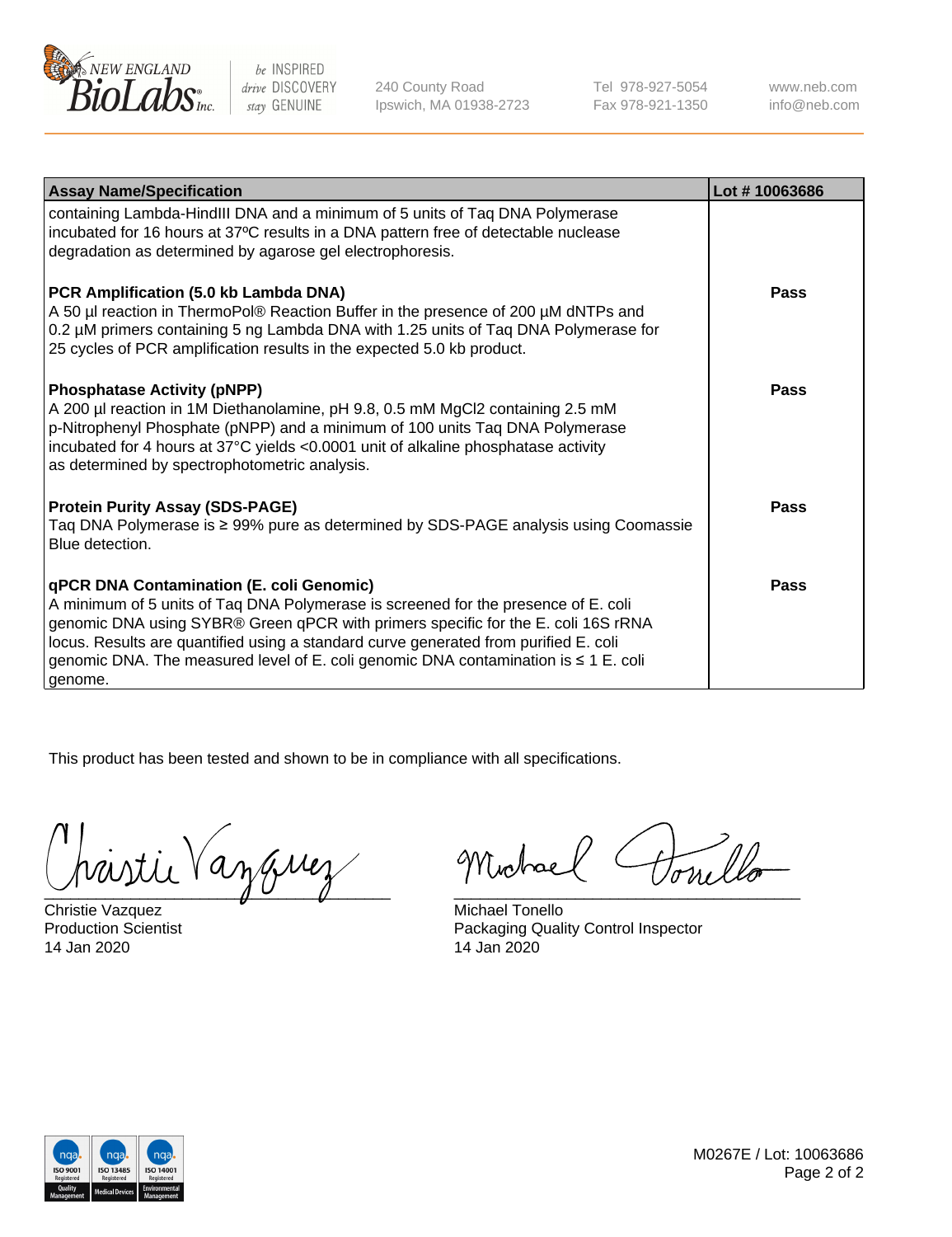be INSPIRED drive DISCOVERY stay GENUINE

240 County Road
Ipswich, MA 01938-2723

Tel 978-927-5054
Fax 978-921-1350

www.neb.com
info@neb.com

| Assay Name/Specification | Lot # 10063686 |
|---|---|
| containing Lambda-HindIII DNA and a minimum of 5 units of Taq DNA Polymerase incubated for 16 hours at 37ºC results in a DNA pattern free of detectable nuclease degradation as determined by agarose gel electrophoresis. | |
| **PCR Amplification (5.0 kb Lambda DNA)**<br>A 50 µl reaction in ThermoPol® Reaction Buffer in the presence of 200 µM dNTPs and 0.2 µM primers containing 5 ng Lambda DNA with 1.25 units of Taq DNA Polymerase for 25 cycles of PCR amplification results in the expected 5.0 kb product. | **Pass** |
| **Phosphatase Activity (pNPP)**<br>A 200 µl reaction in 1M Diethanolamine, pH 9.8, 0.5 mM $MgCl_2$ containing 2.5 mM p-Nitrophenyl Phosphate (pNPP) and a minimum of 100 units Taq DNA Polymerase incubated for 4 hours at 37°C yields <0.0001 unit of alkaline phosphatase activity as determined by spectrophotometric analysis. | **Pass** |
| **Protein Purity Assay (SDS-PAGE)**<br>Taq DNA Polymerase is ≥ 99% pure as determined by SDS-PAGE analysis using Coomassie Blue detection. | **Pass** |
| **qPCR DNA Contamination (E. coli Genomic)**<br>A minimum of 5 units of Taq DNA Polymerase is screened for the presence of E. coli genomic DNA using SYBR® Green qPCR with primers specific for the E. coli 16S rRNA locus. Results are quantified using a standard curve generated from purified E. coli genomic DNA. The measured level of E. coli genomic DNA contamination is ≤ 1 E. coli genome. | **Pass** |

This product has been tested and shown to be in compliance with all specifications.

Christie Vazquez
Production Scientist
14 Jan 2020

Michael Tonello
Packaging Quality Control Inspector
14 Jan 2020

M0267E / Lot: 10063686